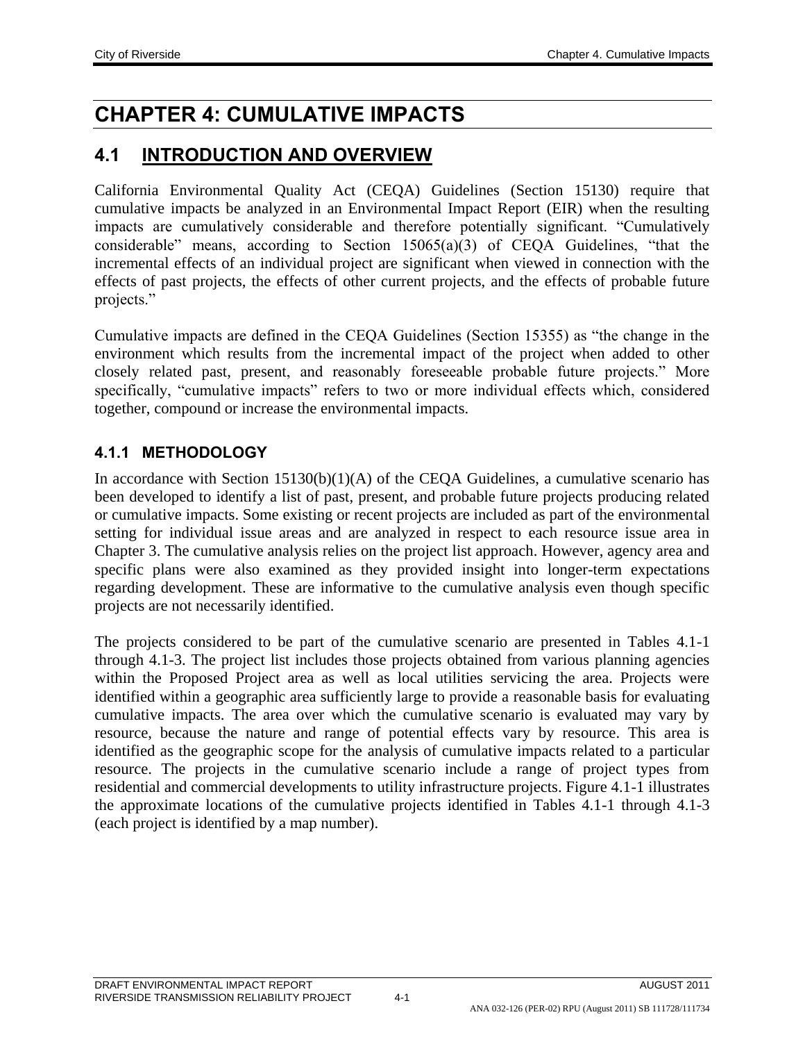# CHAPTER 4: CUMULATIVE IMPACTS

## 4.1 INTRODUCTION AND OVERVIEW

California Environmental Quality Act (CEQA) Guidelines (Section 15130) require that cumulative impacts be analyzed in an Environmental Impact Report (EIR) when the resulting impacts are cumulatively considerable and therefore potentially significant. "Cumulatively considerable" means, according to Section 15065(a)(3) of CEQA Guidelines, "that the incremental effects of an individual project are significant when viewed in connection with the effects of past projects, the effects of other current projects, and the effects of probable future projects."

Cumulative impacts are defined in the CEQA Guidelines (Section 15355) as "the change in the environment which results from the incremental impact of the project when added to other closely related past, present, and reasonably foreseeable probable future projects." More specifically, "cumulative impacts" refers to two or more individual effects which, considered together, compound or increase the environmental impacts.

### 4.1.1 METHODOLOGY

In accordance with Section 15130(b)(1)(A) of the CEQA Guidelines, a cumulative scenario has been developed to identify a list of past, present, and probable future projects producing related or cumulative impacts. Some existing or recent projects are included as part of the environmental setting for individual issue areas and are analyzed in respect to each resource issue area in Chapter 3. The cumulative analysis relies on the project list approach. However, agency area and specific plans were also examined as they provided insight into longer-term expectations regarding development. These are informative to the cumulative analysis even though specific projects are not necessarily identified.

The projects considered to be part of the cumulative scenario are presented in Tables 4.1-1 through 4.1-3. The project list includes those projects obtained from various planning agencies within the Proposed Project area as well as local utilities servicing the area. Projects were identified within a geographic area sufficiently large to provide a reasonable basis for evaluating cumulative impacts. The area over which the cumulative scenario is evaluated may vary by resource, because the nature and range of potential effects vary by resource. This area is identified as the geographic scope for the analysis of cumulative impacts related to a particular resource. The projects in the cumulative scenario include a range of project types from residential and commercial developments to utility infrastructure projects. Figure 4.1-1 illustrates the approximate locations of the cumulative projects identified in Tables 4.1-1 through 4.1-3 (each project is identified by a map number).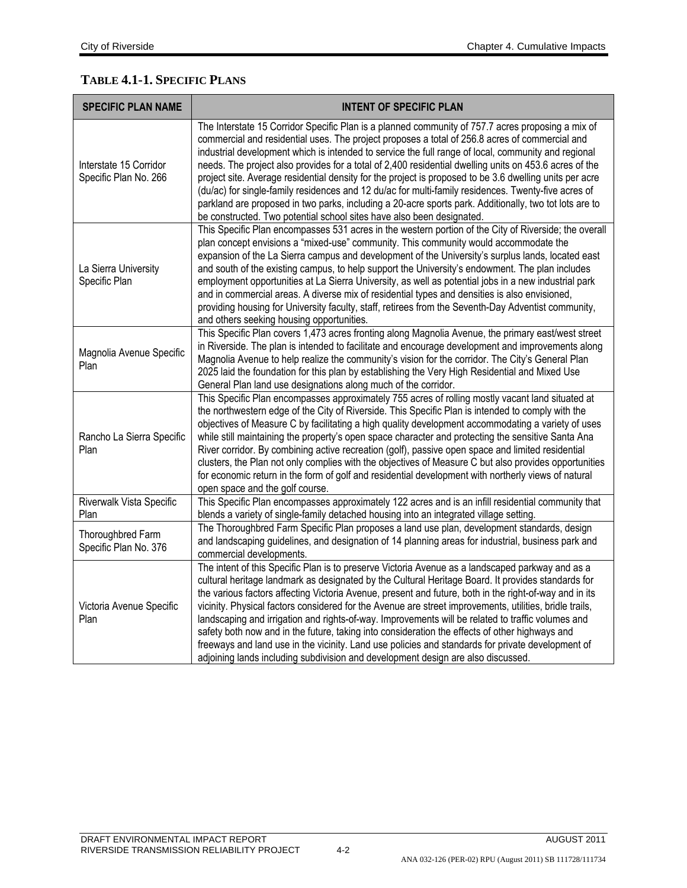### TABLE 4.1-1. SPECIFIC PLANS

| SPECIFIC PLAN NAME | INTENT OF SPECIFIC PLAN |
|---|---|
| Interstate 15 Corridor Specific Plan No. 266 | The Interstate 15 Corridor Specific Plan is a planned community of 757.7 acres proposing a mix of commercial and residential uses. The project proposes a total of 256.8 acres of commercial and industrial development which is intended to service the full range of local, community and regional needs. The project also provides for a total of 2,400 residential dwelling units on 453.6 acres of the project site. Average residential density for the project is proposed to be 3.6 dwelling units per acre (du/ac) for single-family residences and 12 du/ac for multi-family residences. Twenty-five acres of parkland are proposed in two parks, including a 20-acre sports park. Additionally, two tot lots are to be constructed. Two potential school sites have also been designated. |
| La Sierra University Specific Plan | This Specific Plan encompasses 531 acres in the western portion of the City of Riverside; the overall plan concept envisions a "mixed-use" community. This community would accommodate the expansion of the La Sierra campus and development of the University's surplus lands, located east and south of the existing campus, to help support the University's endowment. The plan includes employment opportunities at La Sierra University, as well as potential jobs in a new industrial park and in commercial areas. A diverse mix of residential types and densities is also envisioned, providing housing for University faculty, staff, retirees from the Seventh-Day Adventist community, and others seeking housing opportunities. |
| Magnolia Avenue Specific Plan | This Specific Plan covers 1,473 acres fronting along Magnolia Avenue, the primary east/west street in Riverside. The plan is intended to facilitate and encourage development and improvements along Magnolia Avenue to help realize the community's vision for the corridor. The City's General Plan 2025 laid the foundation for this plan by establishing the Very High Residential and Mixed Use General Plan land use designations along much of the corridor. |
| Rancho La Sierra Specific Plan | This Specific Plan encompasses approximately 755 acres of rolling mostly vacant land situated at the northwestern edge of the City of Riverside. This Specific Plan is intended to comply with the objectives of Measure C by facilitating a high quality development accommodating a variety of uses while still maintaining the property's open space character and protecting the sensitive Santa Ana River corridor. By combining active recreation (golf), passive open space and limited residential clusters, the Plan not only complies with the objectives of Measure C but also provides opportunities for economic return in the form of golf and residential development with northerly views of natural open space and the golf course. |
| Riverwalk Vista Specific Plan | This Specific Plan encompasses approximately 122 acres and is an infill residential community that blends a variety of single-family detached housing into an integrated village setting. |
| Thoroughbred Farm Specific Plan No. 376 | The Thoroughbred Farm Specific Plan proposes a land use plan, development standards, design and landscaping guidelines, and designation of 14 planning areas for industrial, business park and commercial developments. |
| Victoria Avenue Specific Plan | The intent of this Specific Plan is to preserve Victoria Avenue as a landscaped parkway and as a cultural heritage landmark as designated by the Cultural Heritage Board. It provides standards for the various factors affecting Victoria Avenue, present and future, both in the right-of-way and in its vicinity. Physical factors considered for the Avenue are street improvements, utilities, bridle trails, landscaping and irrigation and rights-of-way. Improvements will be related to traffic volumes and safety both now and in the future, taking into consideration the effects of other highways and freeways and land use in the vicinity. Land use policies and standards for private development of adjoining lands including subdivision and development design are also discussed. |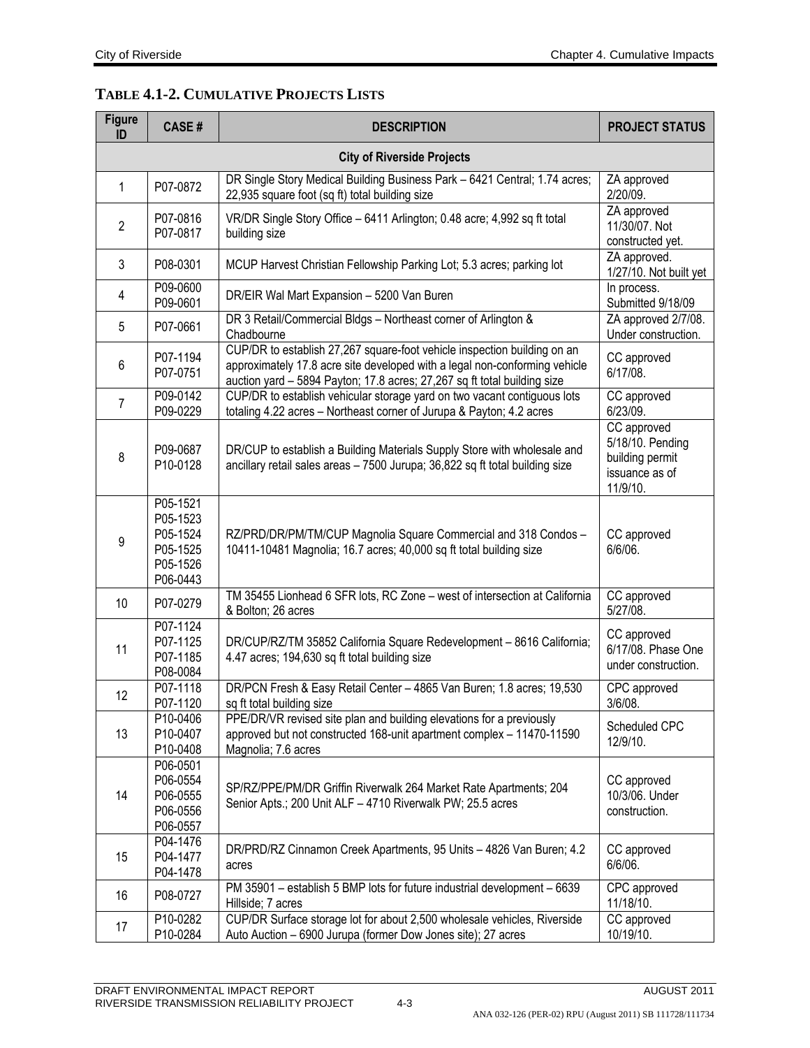**TABLE 4.1-2. CUMULATIVE PROJECTS LISTS**

| Figure ID | CASE # | DESCRIPTION | PROJECT STATUS |
|---|---|---|---|
| **City of Riverside Projects** | | | |
| 1 | P07-0872 | DR Single Story Medical Building Business Park – 6421 Central; 1.74 acres; 22,935 square foot (sq ft) total building size | ZA approved 2/20/09. |
| 2 | P07-0816 P07-0817 | VR/DR Single Story Office – 6411 Arlington; 0.48 acre; 4,992 sq ft total building size | ZA approved 11/30/07. Not constructed yet. |
| 3 | P08-0301 | MCUP Harvest Christian Fellowship Parking Lot; 5.3 acres; parking lot | ZA approved. 1/27/10. Not built yet |
| 4 | P09-0600 P09-0601 | DR/EIR Wal Mart Expansion – 5200 Van Buren | In process. Submitted 9/18/09 |
| 5 | P07-0661 | DR 3 Retail/Commercial Bldgs – Northeast corner of Arlington & Chadbourne | ZA approved 2/7/08. Under construction. |
| 6 | P07-1194 P07-0751 | CUP/DR to establish 27,267 square-foot vehicle inspection building on an approximately 17.8 acre site developed with a legal non-conforming vehicle auction yard – 5894 Payton; 17.8 acres; 27,267 sq ft total building size | CC approved 6/17/08. |
| 7 | P09-0142 P09-0229 | CUP/DR to establish vehicular storage yard on two vacant contiguous lots totaling 4.22 acres – Northeast corner of Jurupa & Payton; 4.2 acres | CC approved 6/23/09. |
| 8 | P09-0687 P10-0128 | DR/CUP to establish a Building Materials Supply Store with wholesale and ancillary retail sales areas – 7500 Jurupa; 36,822 sq ft total building size | CC approved 5/18/10. Pending building permit issuance as of 11/9/10. |
| 9 | P05-1521 P05-1523 P05-1524 P05-1525 P05-1526 P06-0443 | RZ/PRD/DR/PM/TM/CUP Magnolia Square Commercial and 318 Condos – 10411-10481 Magnolia; 16.7 acres; 40,000 sq ft total building size | CC approved 6/6/06. |
| 10 | P07-0279 | TM 35455 Lionhead 6 SFR lots, RC Zone – west of intersection at California & Bolton; 26 acres | CC approved 5/27/08. |
| 11 | P07-1124 P07-1125 P07-1185 P08-0084 | DR/CUP/RZ/TM 35852 California Square Redevelopment – 8616 California; 4.47 acres; 194,630 sq ft total building size | CC approved 6/17/08. Phase One under construction. |
| 12 | P07-1118 P07-1120 | DR/PCN Fresh & Easy Retail Center – 4865 Van Buren; 1.8 acres; 19,530 sq ft total building size | CPC approved 3/6/08. |
| 13 | P10-0406 P10-0407 P10-0408 | PPE/DR/VR revised site plan and building elevations for a previously approved but not constructed 168-unit apartment complex – 11470-11590 Magnolia; 7.6 acres | Scheduled CPC 12/9/10. |
| 14 | P06-0501 P06-0554 P06-0555 P06-0556 P06-0557 | SP/RZ/PPE/PM/DR Griffin Riverwalk 264 Market Rate Apartments; 204 Senior Apts.; 200 Unit ALF – 4710 Riverwalk PW; 25.5 acres | CC approved 10/3/06. Under construction. |
| 15 | P04-1476 P04-1477 P04-1478 | DR/PRD/RZ Cinnamon Creek Apartments, 95 Units – 4826 Van Buren; 4.2 acres | CC approved 6/6/06. |
| 16 | P08-0727 | PM 35901 – establish 5 BMP lots for future industrial development – 6639 Hillside; 7 acres | CPC approved 11/18/10. |
| 17 | P10-0282 P10-0284 | CUP/DR Surface storage lot for about 2,500 wholesale vehicles, Riverside Auto Auction – 6900 Jurupa (former Dow Jones site); 27 acres | CC approved 10/19/10. |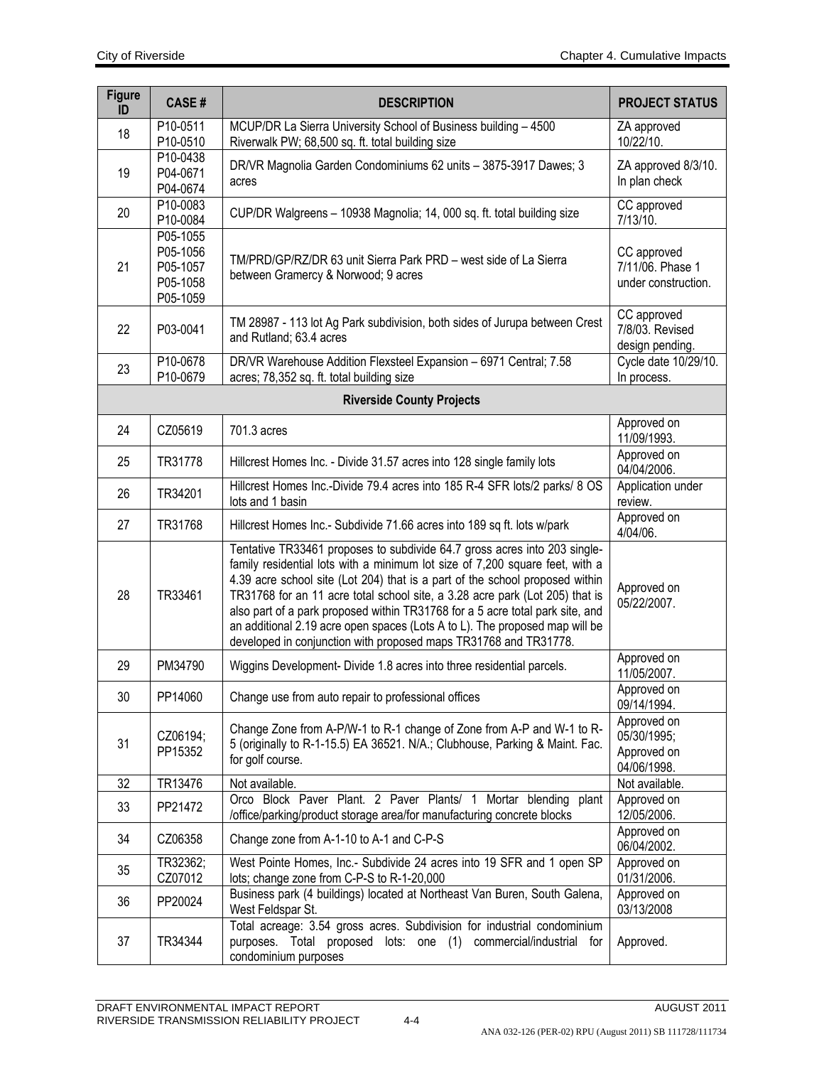| Figure ID | CASE # | DESCRIPTION | PROJECT STATUS |
|---|---|---|---|
| 18 | P10-0511 P10-0510 | MCUP/DR La Sierra University School of Business building – 4500 Riverwalk PW; 68,500 sq. ft. total building size | ZA approved 10/22/10. |
| 19 | P10-0438 P04-0671 P04-0674 | DR/VR Magnolia Garden Condominiums 62 units – 3875-3917 Dawes; 3 acres | ZA approved 8/3/10. In plan check |
| 20 | P10-0083 P10-0084 | CUP/DR Walgreens – 10938 Magnolia; 14, 000 sq. ft. total building size | CC approved 7/13/10. |
| 21 | P05-1055 P05-1056 P05-1057 P05-1058 P05-1059 | TM/PRD/GP/RZ/DR 63 unit Sierra Park PRD – west side of La Sierra between Gramercy & Norwood; 9 acres | CC approved 7/11/06. Phase 1 under construction. |
| 22 | P03-0041 | TM 28987 - 113 lot Ag Park subdivision, both sides of Jurupa between Crest and Rutland; 63.4 acres | CC approved 7/8/03. Revised design pending. |
| 23 | P10-0678 P10-0679 | DR/VR Warehouse Addition Flexsteel Expansion – 6971 Central; 7.58 acres; 78,352 sq. ft. total building size | Cycle date 10/29/10. In process. |
| **Riverside County Projects** | | | |
| 24 | CZ05619 | 701.3 acres | Approved on 11/09/1993. |
| 25 | TR31778 | Hillcrest Homes Inc. - Divide 31.57 acres into 128 single family lots | Approved on 04/04/2006. |
| 26 | TR34201 | Hillcrest Homes Inc.-Divide 79.4 acres into 185 R-4 SFR lots/2 parks/ 8 OS lots and 1 basin | Application under review. |
| 27 | TR31768 | Hillcrest Homes Inc.- Subdivide 71.66 acres into 189 sq ft. lots w/park | Approved on 4/04/06. |
| 28 | TR33461 | Tentative TR33461 proposes to subdivide 64.7 gross acres into 203 single-family residential lots with a minimum lot size of 7,200 square feet, with a 4.39 acre school site (Lot 204) that is a part of the school proposed within TR31768 for an 11 acre total school site, a 3.28 acre park (Lot 205) that is also part of a park proposed within TR31768 for a 5 acre total park site, and an additional 2.19 acre open spaces (Lots A to L). The proposed map will be developed in conjunction with proposed maps TR31768 and TR31778. | Approved on 05/22/2007. |
| 29 | PM34790 | Wiggins Development- Divide 1.8 acres into three residential parcels. | Approved on 11/05/2007. |
| 30 | PP14060 | Change use from auto repair to professional offices | Approved on 09/14/1994. |
| 31 | CZ06194; PP15352 | Change Zone from A-P/W-1 to R-1 change of Zone from A-P and W-1 to R-5 (originally to R-1-15.5) EA 36521. N/A.; Clubhouse, Parking & Maint. Fac. for golf course. | Approved on 05/30/1995; Approved on 04/06/1998. |
| 32 | TR13476 | Not available. | Not available. |
| 33 | PP21472 | Orco Block Paver Plant. 2 Paver Plants/ 1 Mortar blending plant /office/parking/product storage area/for manufacturing concrete blocks | Approved on 12/05/2006. |
| 34 | CZ06358 | Change zone from A-1-10 to A-1 and C-P-S | Approved on 06/04/2002. |
| 35 | TR32362; CZ07012 | West Pointe Homes, Inc.- Subdivide 24 acres into 19 SFR and 1 open SP lots; change zone from C-P-S to R-1-20,000 | Approved on 01/31/2006. |
| 36 | PP20024 | Business park (4 buildings) located at Northeast Van Buren, South Galena, West Feldspar St. | Approved on 03/13/2008 |
| 37 | TR34344 | Total acreage: 3.54 gross acres. Subdivision for industrial condominium purposes. Total proposed lots: one (1) commercial/industrial for condominium purposes | Approved. |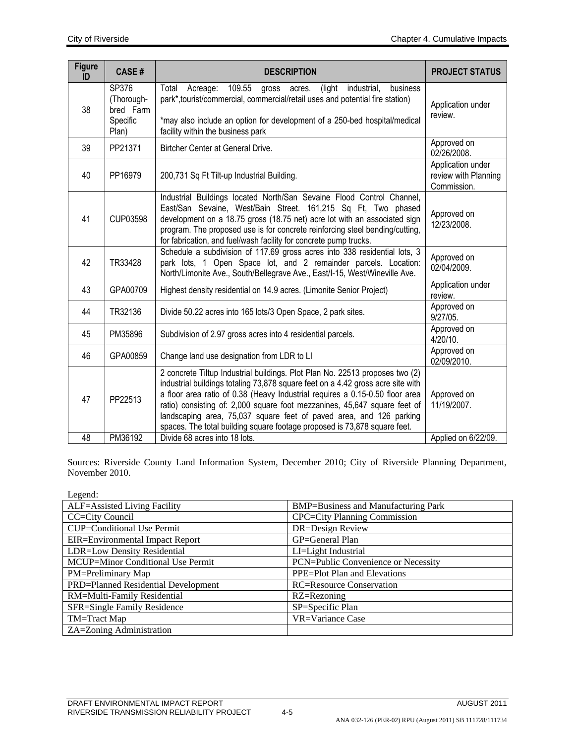| Figure ID | CASE # | DESCRIPTION | PROJECT STATUS |
| --- | --- | --- | --- |
| 38 | SP376 (Thorough-bred Farm Specific Plan) | Total Acreage: 109.55 gross acres. (light industrial, business park*,tourist/commercial, commercial/retail uses and potential fire station)<br><br>*may also include an option for development of a 250-bed hospital/medical facility within the business park | Application under review. |
| 39 | PP21371 | Birtcher Center at General Drive. | Approved on 02/26/2008. |
| 40 | PP16979 | 200,731 Sq Ft Tilt-up Industrial Building. | Application under review with Planning Commission. |
| 41 | CUP03598 | Industrial Buildings located North/San Sevaine Flood Control Channel, East/San Sevaine, West/Bain Street. 161,215 Sq Ft, Two phased development on a 18.75 gross (18.75 net) acre lot with an associated sign program. The proposed use is for concrete reinforcing steel bending/cutting, for fabrication, and fuel/wash facility for concrete pump trucks. | Approved on 12/23/2008. |
| 42 | TR33428 | Schedule a subdivision of 117.69 gross acres into 338 residential lots, 3 park lots, 1 Open Space lot, and 2 remainder parcels. Location: North/Limonite Ave., South/Bellegrave Ave., East/I-15, West/Wineville Ave. | Approved on 02/04/2009. |
| 43 | GPA00709 | Highest density residential on 14.9 acres. (Limonite Senior Project) | Application under review. |
| 44 | TR32136 | Divide 50.22 acres into 165 lots/3 Open Space, 2 park sites. | Approved on 9/27/05. |
| 45 | PM35896 | Subdivision of 2.97 gross acres into 4 residential parcels. | Approved on 4/20/10. |
| 46 | GPA00859 | Change land use designation from LDR to LI | Approved on 02/09/2010. |
| 47 | PP22513 | 2 concrete Tiltup Industrial buildings. Plot Plan No. 22513 proposes two (2) industrial buildings totaling 73,878 square feet on a 4.42 gross acre site with a floor area ratio of 0.38 (Heavy Industrial requires a 0.15-0.50 floor area ratio) consisting of: 2,000 square foot mezzanines, 45,647 square feet of landscaping area, 75,037 square feet of paved area, and 126 parking spaces. The total building square footage proposed is 73,878 square feet. | Approved on 11/19/2007. |
| 48 | PM36192 | Divide 68 acres into 18 lots. | Applied on 6/22/09. |

Sources: Riverside County Land Information System, December 2010; City of Riverside Planning Department, November 2010.

Legend:

| | |
| --- | --- |
| ALF=Assisted Living Facility | BMP=Business and Manufacturing Park |
| CC=City Council | CPC=City Planning Commission |
| CUP=Conditional Use Permit | DR=Design Review |
| EIR=Environmental Impact Report | GP=General Plan |
| LDR=Low Density Residential | LI=Light Industrial |
| MCUP=Minor Conditional Use Permit | PCN=Public Convenience or Necessity |
| PM=Preliminary Map | PPE=Plot Plan and Elevations |
| PRD=Planned Residential Development | RC=Resource Conservation |
| RM=Multi-Family Residential | RZ=Rezoning |
| SFR=Single Family Residence | SP=Specific Plan |
| TM=Tract Map | VR=Variance Case |
| ZA=Zoning Administration | |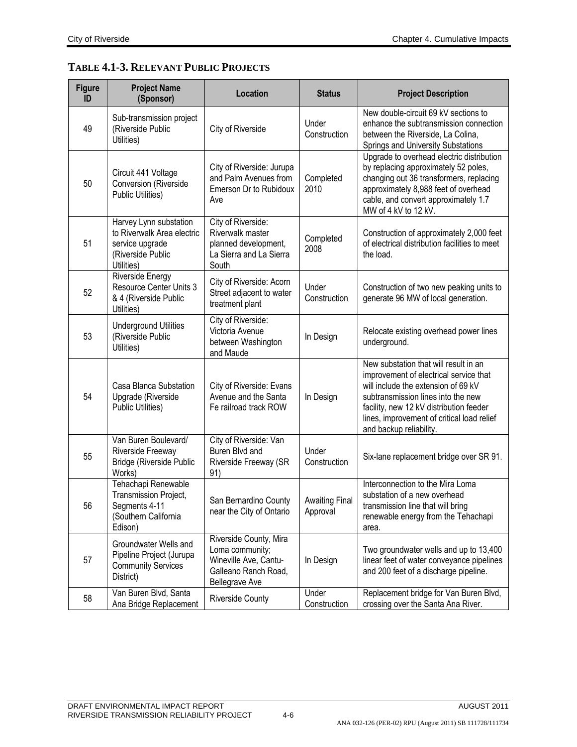## TABLE 4.1-3. RELEVANT PUBLIC PROJECTS

| Figure ID | Project Name (Sponsor) | Location | Status | Project Description |
|---|---|---|---|---|
| 49 | Sub-transmission project (Riverside Public Utilities) | City of Riverside | Under Construction | New double-circuit 69 kV sections to enhance the subtransmission connection between the Riverside, La Colina, Springs and University Substations |
| 50 | Circuit 441 Voltage Conversion (Riverside Public Utilities) | City of Riverside: Jurupa and Palm Avenues from Emerson Dr to Rubidoux Ave | Completed 2010 | Upgrade to overhead electric distribution by replacing approximately 52 poles, changing out 36 transformers, replacing approximately 8,988 feet of overhead cable, and convert approximately 1.7 MW of 4 kV to 12 kV. |
| 51 | Harvey Lynn substation to Riverwalk Area electric service upgrade (Riverside Public Utilities) | City of Riverside: Riverwalk master planned development, La Sierra and La Sierra South | Completed 2008 | Construction of approximately 2,000 feet of electrical distribution facilities to meet the load. |
| 52 | Riverside Energy Resource Center Units 3 & 4 (Riverside Public Utilities) | City of Riverside: Acorn Street adjacent to water treatment plant | Under Construction | Construction of two new peaking units to generate 96 MW of local generation. |
| 53 | Underground Utilities (Riverside Public Utilities) | City of Riverside: Victoria Avenue between Washington and Maude | In Design | Relocate existing overhead power lines underground. |
| 54 | Casa Blanca Substation Upgrade (Riverside Public Utilities) | City of Riverside: Evans Avenue and the Santa Fe railroad track ROW | In Design | New substation that will result in an improvement of electrical service that will include the extension of 69 kV subtransmission lines into the new facility, new 12 kV distribution feeder lines, improvement of critical load relief and backup reliability. |
| 55 | Van Buren Boulevard/ Riverside Freeway Bridge (Riverside Public Works) | City of Riverside: Van Buren Blvd and Riverside Freeway (SR 91) | Under Construction | Six-lane replacement bridge over SR 91. |
| 56 | Tehachapi Renewable Transmission Project, Segments 4-11 (Southern California Edison) | San Bernardino County near the City of Ontario | Awaiting Final Approval | Interconnection to the Mira Loma substation of a new overhead transmission line that will bring renewable energy from the Tehachapi area. |
| 57 | Groundwater Wells and Pipeline Project (Jurupa Community Services District) | Riverside County, Mira Loma community; Wineville Ave, Cantu-Galleano Ranch Road, Bellegrave Ave | In Design | Two groundwater wells and up to 13,400 linear feet of water conveyance pipelines and 200 feet of a discharge pipeline. |
| 58 | Van Buren Blvd, Santa Ana Bridge Replacement | Riverside County | Under Construction | Replacement bridge for Van Buren Blvd, crossing over the Santa Ana River. |

ANA 032-126 (PER-02) RPU (August 2011) SB 111728/111734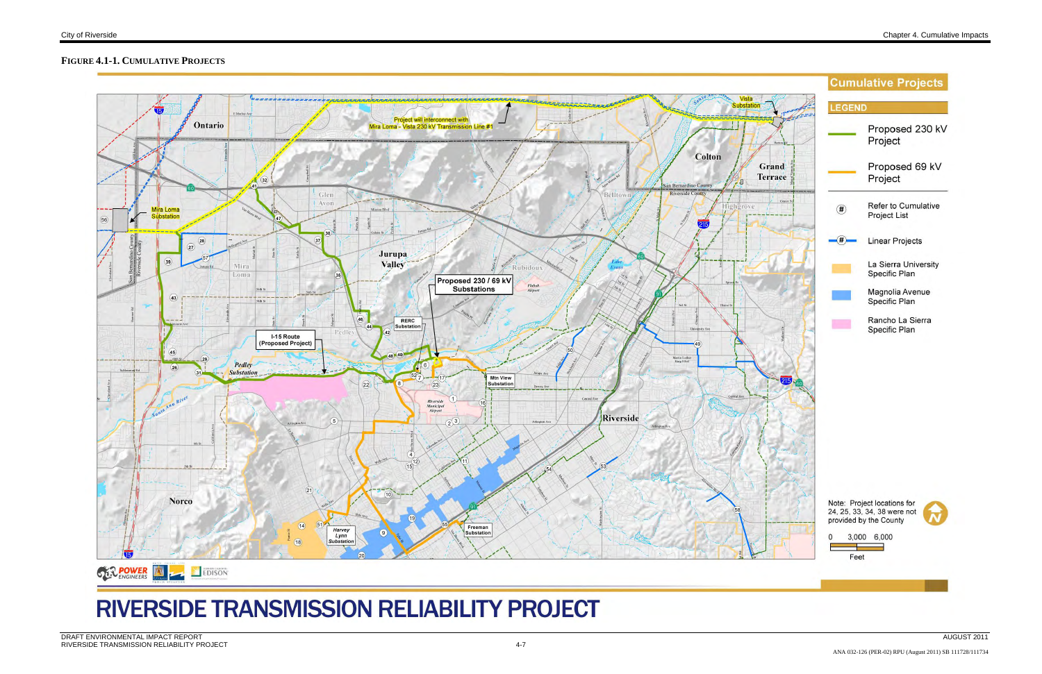**FIGURE 4.1-1. CUMULATIVE PROJECTS**

**Cumulative Projects**

**LEGEND**

- Proposed 230 kV Project
- Proposed 69 kV Project
- (#) Refer to Cumulative Project List
- -(#)- Linear Projects
- La Sierra University Specific Plan
- Magnolia Avenue Specific Plan
- Rancho La Sierra Specific Plan

Note: Project locations for 24, 25, 33, 34, 38 were not provided by the County

0 3,000 6,000
Feet

Project will interconnect with Mira Loma - Vista 230 kV Transmission Line #1

Vista Substation

Mira Loma Substation

Proposed 230 / 69 kV Substations

RERC Substation

I-15 Route (Proposed Project)

Pedley Substation

Mtn View Substation

Harvey Lynn Substation

Freeman Substation

# RIVERSIDE TRANSMISSION RELIABILITY PROJECT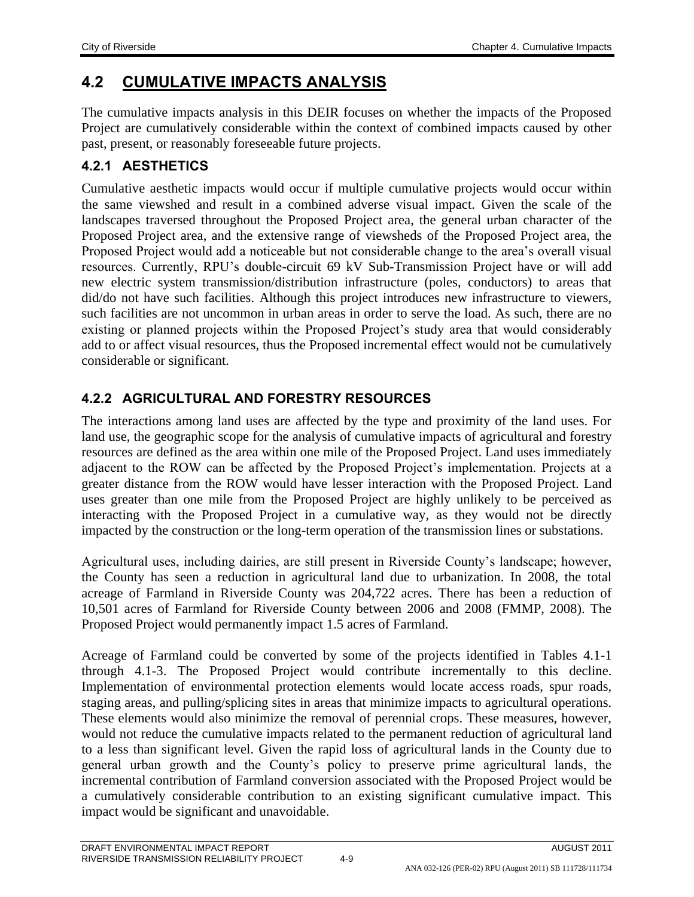## 4.2 CUMULATIVE IMPACTS ANALYSIS

The cumulative impacts analysis in this DEIR focuses on whether the impacts of the Proposed Project are cumulatively considerable within the context of combined impacts caused by other past, present, or reasonably foreseeable future projects.

### 4.2.1 AESTHETICS

Cumulative aesthetic impacts would occur if multiple cumulative projects would occur within the same viewshed and result in a combined adverse visual impact. Given the scale of the landscapes traversed throughout the Proposed Project area, the general urban character of the Proposed Project area, and the extensive range of viewsheds of the Proposed Project area, the Proposed Project would add a noticeable but not considerable change to the area's overall visual resources. Currently, RPU's double-circuit 69 kV Sub-Transmission Project have or will add new electric system transmission/distribution infrastructure (poles, conductors) to areas that did/do not have such facilities. Although this project introduces new infrastructure to viewers, such facilities are not uncommon in urban areas in order to serve the load. As such, there are no existing or planned projects within the Proposed Project's study area that would considerably add to or affect visual resources, thus the Proposed incremental effect would not be cumulatively considerable or significant.

### 4.2.2 AGRICULTURAL AND FORESTRY RESOURCES

The interactions among land uses are affected by the type and proximity of the land uses. For land use, the geographic scope for the analysis of cumulative impacts of agricultural and forestry resources are defined as the area within one mile of the Proposed Project. Land uses immediately adjacent to the ROW can be affected by the Proposed Project's implementation. Projects at a greater distance from the ROW would have lesser interaction with the Proposed Project. Land uses greater than one mile from the Proposed Project are highly unlikely to be perceived as interacting with the Proposed Project in a cumulative way, as they would not be directly impacted by the construction or the long-term operation of the transmission lines or substations.

Agricultural uses, including dairies, are still present in Riverside County's landscape; however, the County has seen a reduction in agricultural land due to urbanization. In 2008, the total acreage of Farmland in Riverside County was 204,722 acres. There has been a reduction of 10,501 acres of Farmland for Riverside County between 2006 and 2008 (FMMP, 2008). The Proposed Project would permanently impact 1.5 acres of Farmland.

Acreage of Farmland could be converted by some of the projects identified in Tables 4.1-1 through 4.1-3. The Proposed Project would contribute incrementally to this decline. Implementation of environmental protection elements would locate access roads, spur roads, staging areas, and pulling/splicing sites in areas that minimize impacts to agricultural operations. These elements would also minimize the removal of perennial crops. These measures, however, would not reduce the cumulative impacts related to the permanent reduction of agricultural land to a less than significant level. Given the rapid loss of agricultural lands in the County due to general urban growth and the County's policy to preserve prime agricultural lands, the incremental contribution of Farmland conversion associated with the Proposed Project would be a cumulatively considerable contribution to an existing significant cumulative impact. This impact would be significant and unavoidable.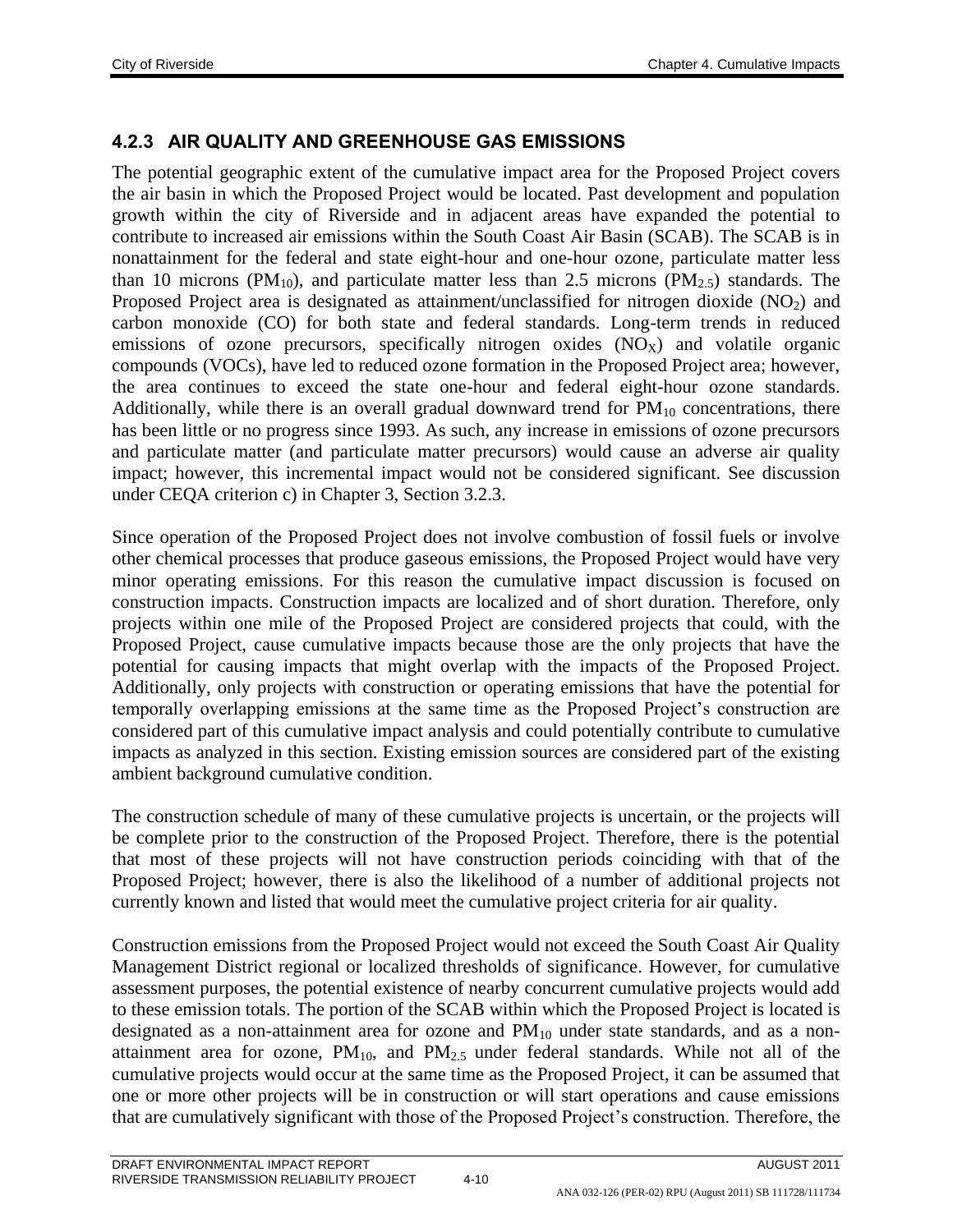### 4.2.3 AIR QUALITY AND GREENHOUSE GAS EMISSIONS

The potential geographic extent of the cumulative impact area for the Proposed Project covers the air basin in which the Proposed Project would be located. Past development and population growth within the city of Riverside and in adjacent areas have expanded the potential to contribute to increased air emissions within the South Coast Air Basin (SCAB). The SCAB is in nonattainment for the federal and state eight-hour and one-hour ozone, particulate matter less than 10 microns ($PM_{10}$), and particulate matter less than 2.5 microns ($PM_{2.5}$) standards. The Proposed Project area is designated as attainment/unclassified for nitrogen dioxide ($NO_2$) and carbon monoxide (CO) for both state and federal standards. Long-term trends in reduced emissions of ozone precursors, specifically nitrogen oxides ($NO_X$) and volatile organic compounds (VOCs), have led to reduced ozone formation in the Proposed Project area; however, the area continues to exceed the state one-hour and federal eight-hour ozone standards. Additionally, while there is an overall gradual downward trend for $PM_{10}$ concentrations, there has been little or no progress since 1993. As such, any increase in emissions of ozone precursors and particulate matter (and particulate matter precursors) would cause an adverse air quality impact; however, this incremental impact would not be considered significant. See discussion under CEQA criterion c) in Chapter 3, Section 3.2.3.

Since operation of the Proposed Project does not involve combustion of fossil fuels or involve other chemical processes that produce gaseous emissions, the Proposed Project would have very minor operating emissions. For this reason the cumulative impact discussion is focused on construction impacts. Construction impacts are localized and of short duration. Therefore, only projects within one mile of the Proposed Project are considered projects that could, with the Proposed Project, cause cumulative impacts because those are the only projects that have the potential for causing impacts that might overlap with the impacts of the Proposed Project. Additionally, only projects with construction or operating emissions that have the potential for temporally overlapping emissions at the same time as the Proposed Project's construction are considered part of this cumulative impact analysis and could potentially contribute to cumulative impacts as analyzed in this section. Existing emission sources are considered part of the existing ambient background cumulative condition.

The construction schedule of many of these cumulative projects is uncertain, or the projects will be complete prior to the construction of the Proposed Project. Therefore, there is the potential that most of these projects will not have construction periods coinciding with that of the Proposed Project; however, there is also the likelihood of a number of additional projects not currently known and listed that would meet the cumulative project criteria for air quality.

Construction emissions from the Proposed Project would not exceed the South Coast Air Quality Management District regional or localized thresholds of significance. However, for cumulative assessment purposes, the potential existence of nearby concurrent cumulative projects would add to these emission totals. The portion of the SCAB within which the Proposed Project is located is designated as a non-attainment area for ozone and $PM_{10}$ under state standards, and as a non-attainment area for ozone, $PM_{10}$, and $PM_{2.5}$ under federal standards. While not all of the cumulative projects would occur at the same time as the Proposed Project, it can be assumed that one or more other projects will be in construction or will start operations and cause emissions that are cumulatively significant with those of the Proposed Project's construction. Therefore, the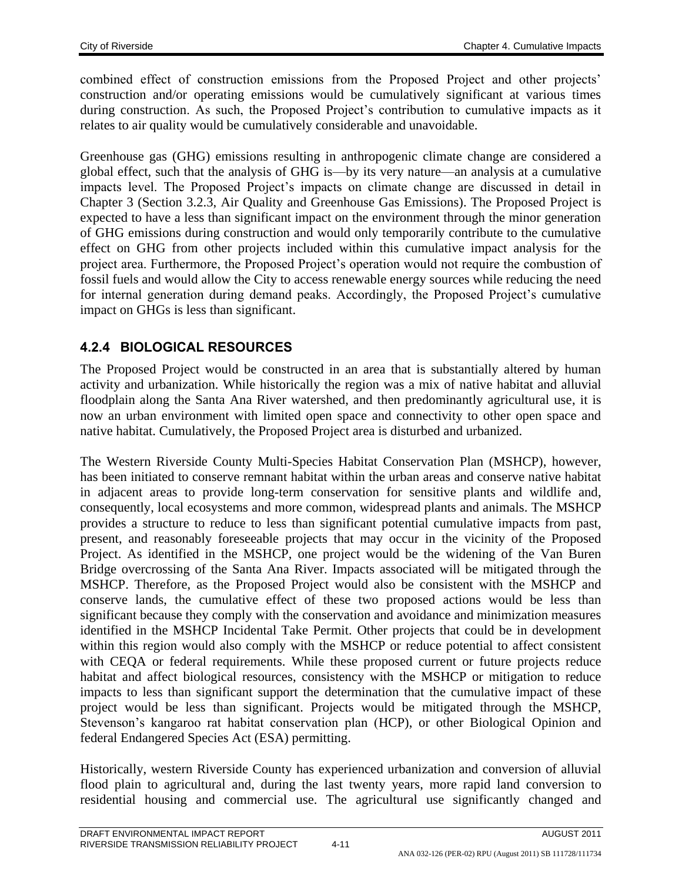combined effect of construction emissions from the Proposed Project and other projects' construction and/or operating emissions would be cumulatively significant at various times during construction. As such, the Proposed Project's contribution to cumulative impacts as it relates to air quality would be cumulatively considerable and unavoidable.

Greenhouse gas (GHG) emissions resulting in anthropogenic climate change are considered a global effect, such that the analysis of GHG is—by its very nature—an analysis at a cumulative impacts level. The Proposed Project's impacts on climate change are discussed in detail in Chapter 3 (Section 3.2.3, Air Quality and Greenhouse Gas Emissions). The Proposed Project is expected to have a less than significant impact on the environment through the minor generation of GHG emissions during construction and would only temporarily contribute to the cumulative effect on GHG from other projects included within this cumulative impact analysis for the project area. Furthermore, the Proposed Project's operation would not require the combustion of fossil fuels and would allow the City to access renewable energy sources while reducing the need for internal generation during demand peaks. Accordingly, the Proposed Project's cumulative impact on GHGs is less than significant.

### 4.2.4 BIOLOGICAL RESOURCES

The Proposed Project would be constructed in an area that is substantially altered by human activity and urbanization. While historically the region was a mix of native habitat and alluvial floodplain along the Santa Ana River watershed, and then predominantly agricultural use, it is now an urban environment with limited open space and connectivity to other open space and native habitat. Cumulatively, the Proposed Project area is disturbed and urbanized.

The Western Riverside County Multi-Species Habitat Conservation Plan (MSHCP), however, has been initiated to conserve remnant habitat within the urban areas and conserve native habitat in adjacent areas to provide long-term conservation for sensitive plants and wildlife and, consequently, local ecosystems and more common, widespread plants and animals. The MSHCP provides a structure to reduce to less than significant potential cumulative impacts from past, present, and reasonably foreseeable projects that may occur in the vicinity of the Proposed Project. As identified in the MSHCP, one project would be the widening of the Van Buren Bridge overcrossing of the Santa Ana River. Impacts associated will be mitigated through the MSHCP. Therefore, as the Proposed Project would also be consistent with the MSHCP and conserve lands, the cumulative effect of these two proposed actions would be less than significant because they comply with the conservation and avoidance and minimization measures identified in the MSHCP Incidental Take Permit. Other projects that could be in development within this region would also comply with the MSHCP or reduce potential to affect consistent with CEQA or federal requirements. While these proposed current or future projects reduce habitat and affect biological resources, consistency with the MSHCP or mitigation to reduce impacts to less than significant support the determination that the cumulative impact of these project would be less than significant. Projects would be mitigated through the MSHCP, Stevenson's kangaroo rat habitat conservation plan (HCP), or other Biological Opinion and federal Endangered Species Act (ESA) permitting.

Historically, western Riverside County has experienced urbanization and conversion of alluvial flood plain to agricultural and, during the last twenty years, more rapid land conversion to residential housing and commercial use. The agricultural use significantly changed and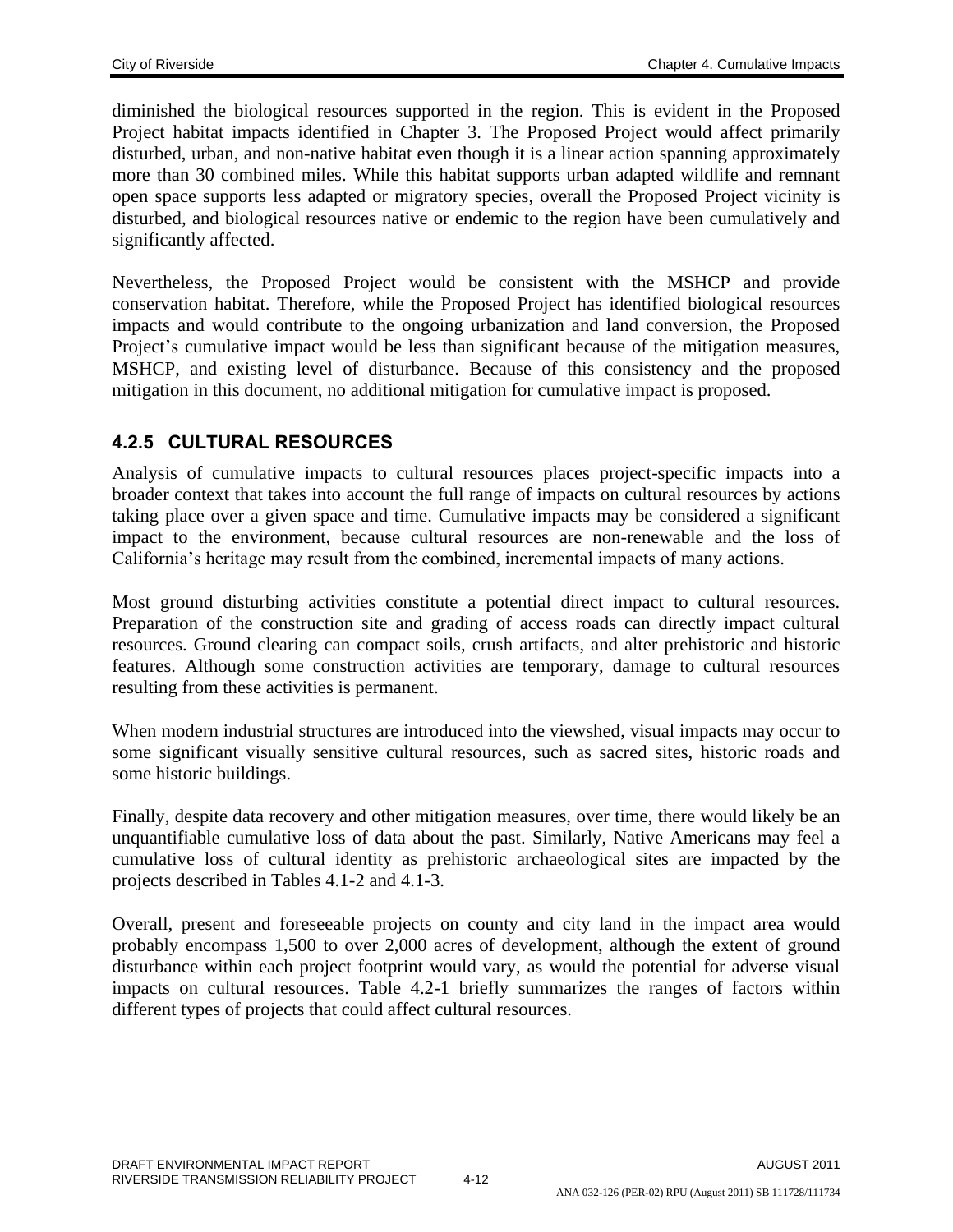diminished the biological resources supported in the region. This is evident in the Proposed Project habitat impacts identified in Chapter 3. The Proposed Project would affect primarily disturbed, urban, and non-native habitat even though it is a linear action spanning approximately more than 30 combined miles. While this habitat supports urban adapted wildlife and remnant open space supports less adapted or migratory species, overall the Proposed Project vicinity is disturbed, and biological resources native or endemic to the region have been cumulatively and significantly affected.

Nevertheless, the Proposed Project would be consistent with the MSHCP and provide conservation habitat. Therefore, while the Proposed Project has identified biological resources impacts and would contribute to the ongoing urbanization and land conversion, the Proposed Project's cumulative impact would be less than significant because of the mitigation measures, MSHCP, and existing level of disturbance. Because of this consistency and the proposed mitigation in this document, no additional mitigation for cumulative impact is proposed.

### 4.2.5 CULTURAL RESOURCES

Analysis of cumulative impacts to cultural resources places project-specific impacts into a broader context that takes into account the full range of impacts on cultural resources by actions taking place over a given space and time. Cumulative impacts may be considered a significant impact to the environment, because cultural resources are non-renewable and the loss of California's heritage may result from the combined, incremental impacts of many actions.

Most ground disturbing activities constitute a potential direct impact to cultural resources. Preparation of the construction site and grading of access roads can directly impact cultural resources. Ground clearing can compact soils, crush artifacts, and alter prehistoric and historic features. Although some construction activities are temporary, damage to cultural resources resulting from these activities is permanent.

When modern industrial structures are introduced into the viewshed, visual impacts may occur to some significant visually sensitive cultural resources, such as sacred sites, historic roads and some historic buildings.

Finally, despite data recovery and other mitigation measures, over time, there would likely be an unquantifiable cumulative loss of data about the past. Similarly, Native Americans may feel a cumulative loss of cultural identity as prehistoric archaeological sites are impacted by the projects described in Tables 4.1-2 and 4.1-3.

Overall, present and foreseeable projects on county and city land in the impact area would probably encompass 1,500 to over 2,000 acres of development, although the extent of ground disturbance within each project footprint would vary, as would the potential for adverse visual impacts on cultural resources. Table 4.2-1 briefly summarizes the ranges of factors within different types of projects that could affect cultural resources.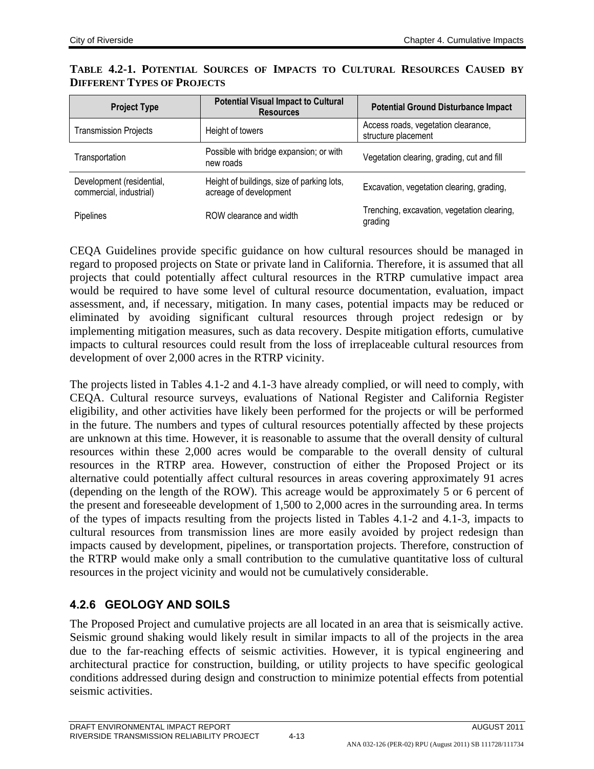**TABLE 4.2-1. POTENTIAL SOURCES OF IMPACTS TO CULTURAL RESOURCES CAUSED BY DIFFERENT TYPES OF PROJECTS**

| Project Type | Potential Visual Impact to Cultural Resources | Potential Ground Disturbance Impact |
|---|---|---|
| Transmission Projects | Height of towers | Access roads, vegetation clearance, structure placement |
| Transportation | Possible with bridge expansion; or with new roads | Vegetation clearing, grading, cut and fill |
| Development (residential, commercial, industrial) | Height of buildings, size of parking lots, acreage of development | Excavation, vegetation clearing, grading, |
| Pipelines | ROW clearance and width | Trenching, excavation, vegetation clearing, grading |

CEQA Guidelines provide specific guidance on how cultural resources should be managed in regard to proposed projects on State or private land in California. Therefore, it is assumed that all projects that could potentially affect cultural resources in the RTRP cumulative impact area would be required to have some level of cultural resource documentation, evaluation, impact assessment, and, if necessary, mitigation. In many cases, potential impacts may be reduced or eliminated by avoiding significant cultural resources through project redesign or by implementing mitigation measures, such as data recovery. Despite mitigation efforts, cumulative impacts to cultural resources could result from the loss of irreplaceable cultural resources from development of over 2,000 acres in the RTRP vicinity.

The projects listed in Tables 4.1-2 and 4.1-3 have already complied, or will need to comply, with CEQA. Cultural resource surveys, evaluations of National Register and California Register eligibility, and other activities have likely been performed for the projects or will be performed in the future. The numbers and types of cultural resources potentially affected by these projects are unknown at this time. However, it is reasonable to assume that the overall density of cultural resources within these 2,000 acres would be comparable to the overall density of cultural resources in the RTRP area. However, construction of either the Proposed Project or its alternative could potentially affect cultural resources in areas covering approximately 91 acres (depending on the length of the ROW). This acreage would be approximately 5 or 6 percent of the present and foreseeable development of 1,500 to 2,000 acres in the surrounding area. In terms of the types of impacts resulting from the projects listed in Tables 4.1-2 and 4.1-3, impacts to cultural resources from transmission lines are more easily avoided by project redesign than impacts caused by development, pipelines, or transportation projects. Therefore, construction of the RTRP would make only a small contribution to the cumulative quantitative loss of cultural resources in the project vicinity and would not be cumulatively considerable.

### 4.2.6 GEOLOGY AND SOILS

The Proposed Project and cumulative projects are all located in an area that is seismically active. Seismic ground shaking would likely result in similar impacts to all of the projects in the area due to the far-reaching effects of seismic activities. However, it is typical engineering and architectural practice for construction, building, or utility projects to have specific geological conditions addressed during design and construction to minimize potential effects from potential seismic activities.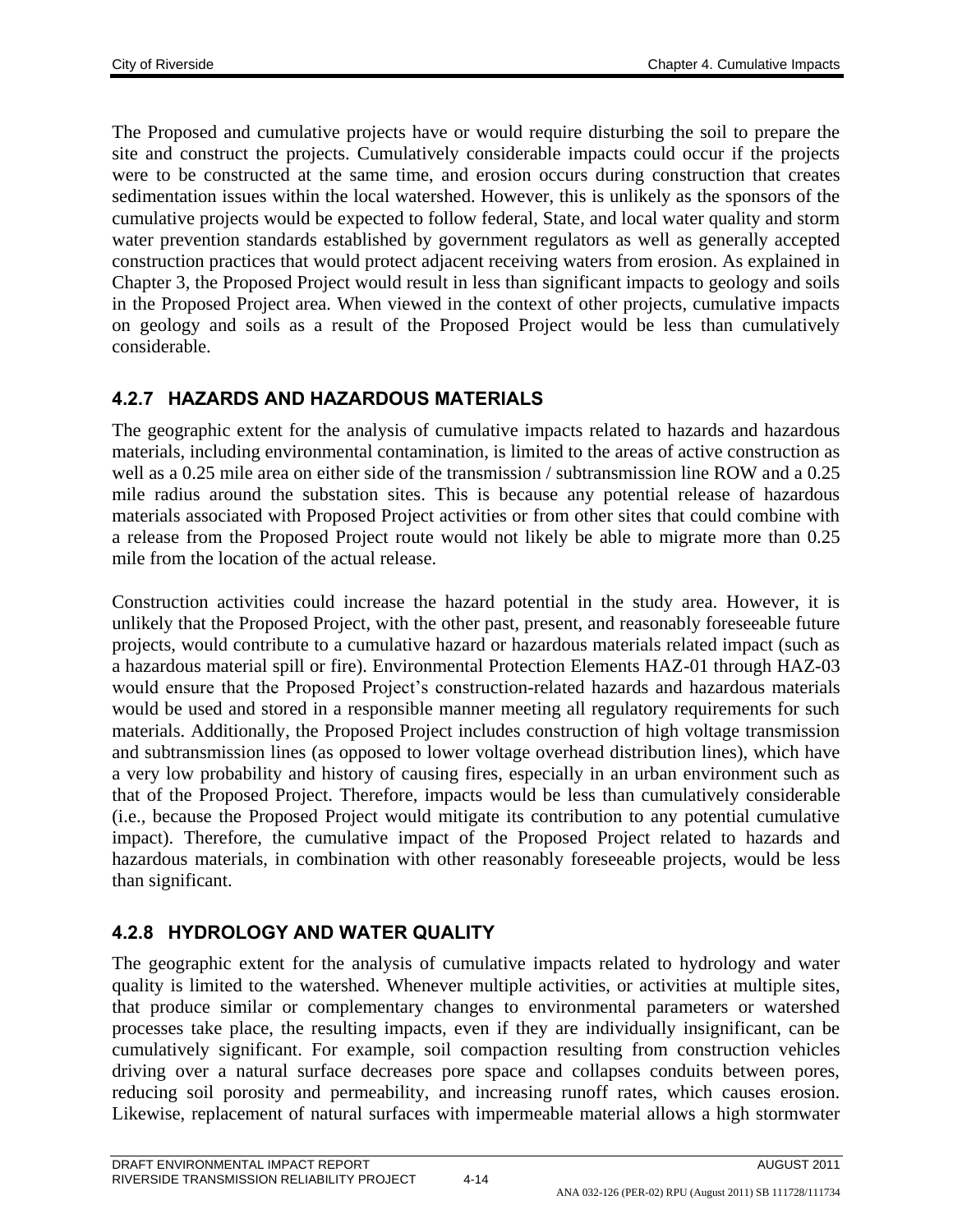The Proposed and cumulative projects have or would require disturbing the soil to prepare the site and construct the projects. Cumulatively considerable impacts could occur if the projects were to be constructed at the same time, and erosion occurs during construction that creates sedimentation issues within the local watershed. However, this is unlikely as the sponsors of the cumulative projects would be expected to follow federal, State, and local water quality and storm water prevention standards established by government regulators as well as generally accepted construction practices that would protect adjacent receiving waters from erosion. As explained in Chapter 3, the Proposed Project would result in less than significant impacts to geology and soils in the Proposed Project area. When viewed in the context of other projects, cumulative impacts on geology and soils as a result of the Proposed Project would be less than cumulatively considerable.

### 4.2.7 HAZARDS AND HAZARDOUS MATERIALS

The geographic extent for the analysis of cumulative impacts related to hazards and hazardous materials, including environmental contamination, is limited to the areas of active construction as well as a 0.25 mile area on either side of the transmission / subtransmission line ROW and a 0.25 mile radius around the substation sites. This is because any potential release of hazardous materials associated with Proposed Project activities or from other sites that could combine with a release from the Proposed Project route would not likely be able to migrate more than 0.25 mile from the location of the actual release.

Construction activities could increase the hazard potential in the study area. However, it is unlikely that the Proposed Project, with the other past, present, and reasonably foreseeable future projects, would contribute to a cumulative hazard or hazardous materials related impact (such as a hazardous material spill or fire). Environmental Protection Elements HAZ-01 through HAZ-03 would ensure that the Proposed Project's construction-related hazards and hazardous materials would be used and stored in a responsible manner meeting all regulatory requirements for such materials. Additionally, the Proposed Project includes construction of high voltage transmission and subtransmission lines (as opposed to lower voltage overhead distribution lines), which have a very low probability and history of causing fires, especially in an urban environment such as that of the Proposed Project. Therefore, impacts would be less than cumulatively considerable (i.e., because the Proposed Project would mitigate its contribution to any potential cumulative impact). Therefore, the cumulative impact of the Proposed Project related to hazards and hazardous materials, in combination with other reasonably foreseeable projects, would be less than significant.

### 4.2.8 HYDROLOGY AND WATER QUALITY

The geographic extent for the analysis of cumulative impacts related to hydrology and water quality is limited to the watershed. Whenever multiple activities, or activities at multiple sites, that produce similar or complementary changes to environmental parameters or watershed processes take place, the resulting impacts, even if they are individually insignificant, can be cumulatively significant. For example, soil compaction resulting from construction vehicles driving over a natural surface decreases pore space and collapses conduits between pores, reducing soil porosity and permeability, and increasing runoff rates, which causes erosion. Likewise, replacement of natural surfaces with impermeable material allows a high stormwater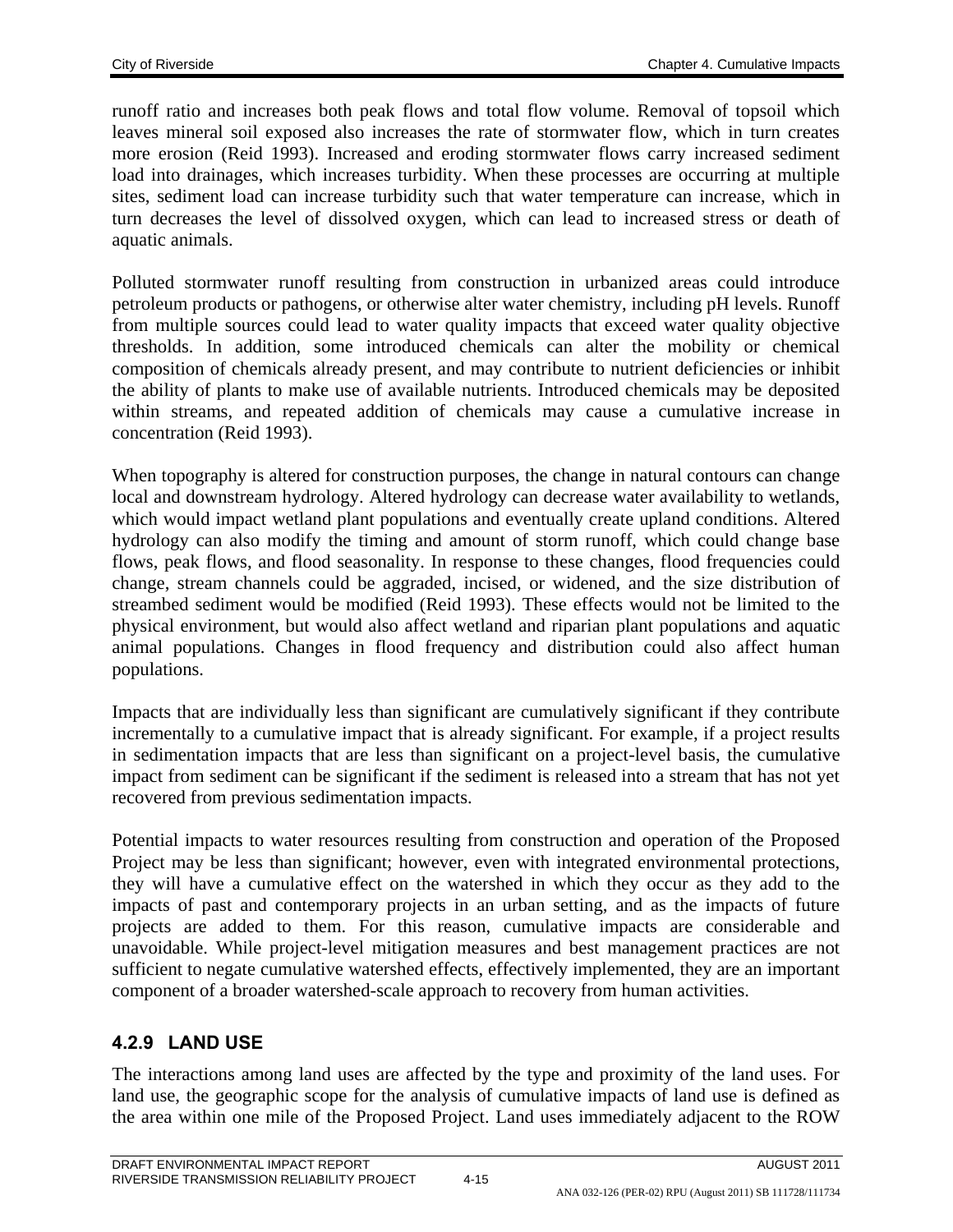runoff ratio and increases both peak flows and total flow volume. Removal of topsoil which leaves mineral soil exposed also increases the rate of stormwater flow, which in turn creates more erosion (Reid 1993). Increased and eroding stormwater flows carry increased sediment load into drainages, which increases turbidity. When these processes are occurring at multiple sites, sediment load can increase turbidity such that water temperature can increase, which in turn decreases the level of dissolved oxygen, which can lead to increased stress or death of aquatic animals.

Polluted stormwater runoff resulting from construction in urbanized areas could introduce petroleum products or pathogens, or otherwise alter water chemistry, including pH levels. Runoff from multiple sources could lead to water quality impacts that exceed water quality objective thresholds. In addition, some introduced chemicals can alter the mobility or chemical composition of chemicals already present, and may contribute to nutrient deficiencies or inhibit the ability of plants to make use of available nutrients. Introduced chemicals may be deposited within streams, and repeated addition of chemicals may cause a cumulative increase in concentration (Reid 1993).

When topography is altered for construction purposes, the change in natural contours can change local and downstream hydrology. Altered hydrology can decrease water availability to wetlands, which would impact wetland plant populations and eventually create upland conditions. Altered hydrology can also modify the timing and amount of storm runoff, which could change base flows, peak flows, and flood seasonality. In response to these changes, flood frequencies could change, stream channels could be aggraded, incised, or widened, and the size distribution of streambed sediment would be modified (Reid 1993). These effects would not be limited to the physical environment, but would also affect wetland and riparian plant populations and aquatic animal populations. Changes in flood frequency and distribution could also affect human populations.

Impacts that are individually less than significant are cumulatively significant if they contribute incrementally to a cumulative impact that is already significant. For example, if a project results in sedimentation impacts that are less than significant on a project-level basis, the cumulative impact from sediment can be significant if the sediment is released into a stream that has not yet recovered from previous sedimentation impacts.

Potential impacts to water resources resulting from construction and operation of the Proposed Project may be less than significant; however, even with integrated environmental protections, they will have a cumulative effect on the watershed in which they occur as they add to the impacts of past and contemporary projects in an urban setting, and as the impacts of future projects are added to them. For this reason, cumulative impacts are considerable and unavoidable. While project-level mitigation measures and best management practices are not sufficient to negate cumulative watershed effects, effectively implemented, they are an important component of a broader watershed-scale approach to recovery from human activities.

### 4.2.9 LAND USE

The interactions among land uses are affected by the type and proximity of the land uses. For land use, the geographic scope for the analysis of cumulative impacts of land use is defined as the area within one mile of the Proposed Project. Land uses immediately adjacent to the ROW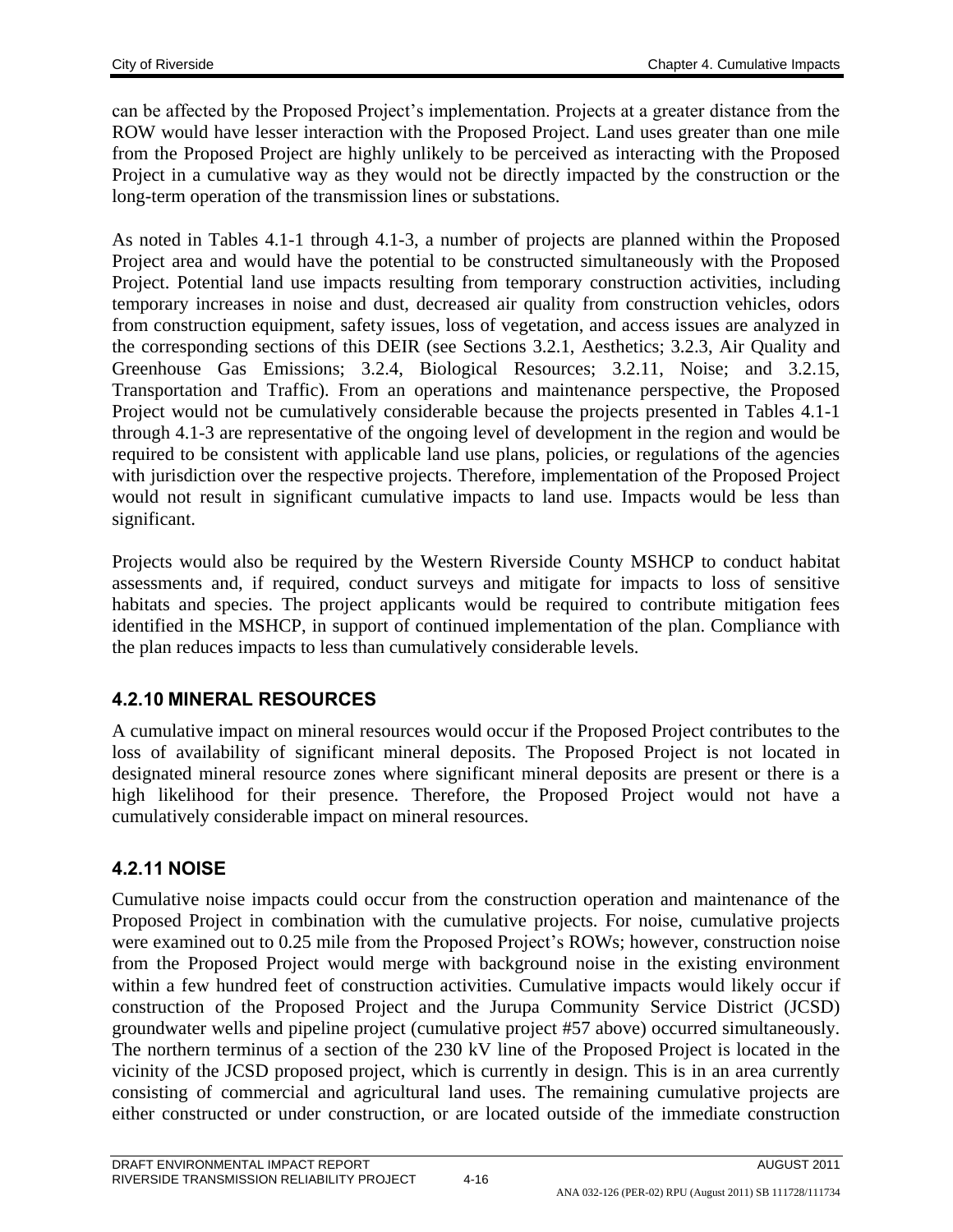can be affected by the Proposed Project's implementation. Projects at a greater distance from the ROW would have lesser interaction with the Proposed Project. Land uses greater than one mile from the Proposed Project are highly unlikely to be perceived as interacting with the Proposed Project in a cumulative way as they would not be directly impacted by the construction or the long-term operation of the transmission lines or substations.

As noted in Tables 4.1-1 through 4.1-3, a number of projects are planned within the Proposed Project area and would have the potential to be constructed simultaneously with the Proposed Project. Potential land use impacts resulting from temporary construction activities, including temporary increases in noise and dust, decreased air quality from construction vehicles, odors from construction equipment, safety issues, loss of vegetation, and access issues are analyzed in the corresponding sections of this DEIR (see Sections 3.2.1, Aesthetics; 3.2.3, Air Quality and Greenhouse Gas Emissions; 3.2.4, Biological Resources; 3.2.11, Noise; and 3.2.15, Transportation and Traffic). From an operations and maintenance perspective, the Proposed Project would not be cumulatively considerable because the projects presented in Tables 4.1-1 through 4.1-3 are representative of the ongoing level of development in the region and would be required to be consistent with applicable land use plans, policies, or regulations of the agencies with jurisdiction over the respective projects. Therefore, implementation of the Proposed Project would not result in significant cumulative impacts to land use. Impacts would be less than significant.

Projects would also be required by the Western Riverside County MSHCP to conduct habitat assessments and, if required, conduct surveys and mitigate for impacts to loss of sensitive habitats and species. The project applicants would be required to contribute mitigation fees identified in the MSHCP, in support of continued implementation of the plan. Compliance with the plan reduces impacts to less than cumulatively considerable levels.

### 4.2.10 MINERAL RESOURCES

A cumulative impact on mineral resources would occur if the Proposed Project contributes to the loss of availability of significant mineral deposits. The Proposed Project is not located in designated mineral resource zones where significant mineral deposits are present or there is a high likelihood for their presence. Therefore, the Proposed Project would not have a cumulatively considerable impact on mineral resources.

### 4.2.11 NOISE

Cumulative noise impacts could occur from the construction operation and maintenance of the Proposed Project in combination with the cumulative projects. For noise, cumulative projects were examined out to 0.25 mile from the Proposed Project's ROWs; however, construction noise from the Proposed Project would merge with background noise in the existing environment within a few hundred feet of construction activities. Cumulative impacts would likely occur if construction of the Proposed Project and the Jurupa Community Service District (JCSD) groundwater wells and pipeline project (cumulative project #57 above) occurred simultaneously. The northern terminus of a section of the 230 kV line of the Proposed Project is located in the vicinity of the JCSD proposed project, which is currently in design. This is in an area currently consisting of commercial and agricultural land uses. The remaining cumulative projects are either constructed or under construction, or are located outside of the immediate construction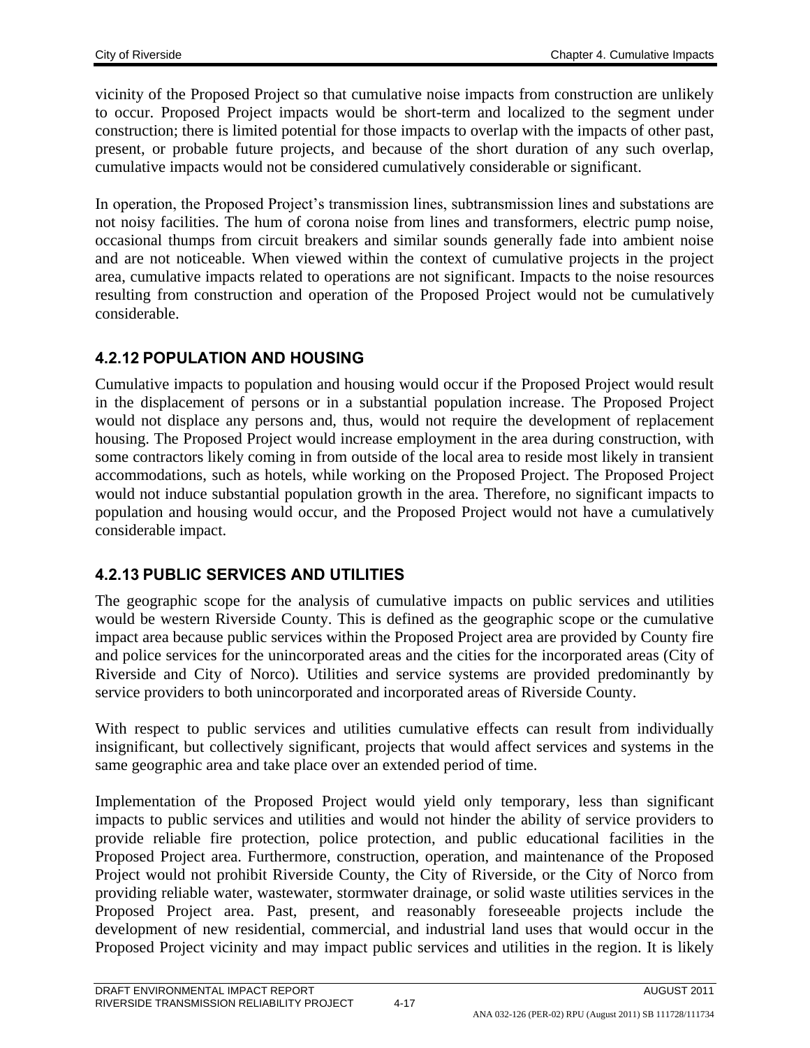vicinity of the Proposed Project so that cumulative noise impacts from construction are unlikely to occur. Proposed Project impacts would be short-term and localized to the segment under construction; there is limited potential for those impacts to overlap with the impacts of other past, present, or probable future projects, and because of the short duration of any such overlap, cumulative impacts would not be considered cumulatively considerable or significant.

In operation, the Proposed Project's transmission lines, subtransmission lines and substations are not noisy facilities. The hum of corona noise from lines and transformers, electric pump noise, occasional thumps from circuit breakers and similar sounds generally fade into ambient noise and are not noticeable. When viewed within the context of cumulative projects in the project area, cumulative impacts related to operations are not significant. Impacts to the noise resources resulting from construction and operation of the Proposed Project would not be cumulatively considerable.

### 4.2.12 POPULATION AND HOUSING

Cumulative impacts to population and housing would occur if the Proposed Project would result in the displacement of persons or in a substantial population increase. The Proposed Project would not displace any persons and, thus, would not require the development of replacement housing. The Proposed Project would increase employment in the area during construction, with some contractors likely coming in from outside of the local area to reside most likely in transient accommodations, such as hotels, while working on the Proposed Project. The Proposed Project would not induce substantial population growth in the area. Therefore, no significant impacts to population and housing would occur, and the Proposed Project would not have a cumulatively considerable impact.

### 4.2.13 PUBLIC SERVICES AND UTILITIES

The geographic scope for the analysis of cumulative impacts on public services and utilities would be western Riverside County. This is defined as the geographic scope or the cumulative impact area because public services within the Proposed Project area are provided by County fire and police services for the unincorporated areas and the cities for the incorporated areas (City of Riverside and City of Norco). Utilities and service systems are provided predominantly by service providers to both unincorporated and incorporated areas of Riverside County.

With respect to public services and utilities cumulative effects can result from individually insignificant, but collectively significant, projects that would affect services and systems in the same geographic area and take place over an extended period of time.

Implementation of the Proposed Project would yield only temporary, less than significant impacts to public services and utilities and would not hinder the ability of service providers to provide reliable fire protection, police protection, and public educational facilities in the Proposed Project area. Furthermore, construction, operation, and maintenance of the Proposed Project would not prohibit Riverside County, the City of Riverside, or the City of Norco from providing reliable water, wastewater, stormwater drainage, or solid waste utilities services in the Proposed Project area. Past, present, and reasonably foreseeable projects include the development of new residential, commercial, and industrial land uses that would occur in the Proposed Project vicinity and may impact public services and utilities in the region. It is likely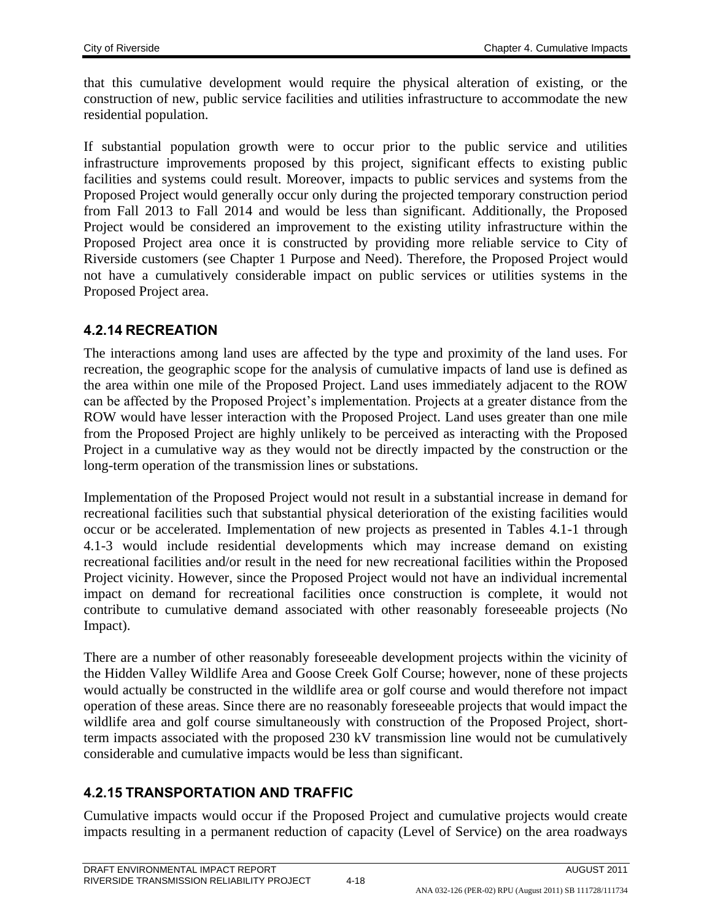that this cumulative development would require the physical alteration of existing, or the construction of new, public service facilities and utilities infrastructure to accommodate the new residential population.

If substantial population growth were to occur prior to the public service and utilities infrastructure improvements proposed by this project, significant effects to existing public facilities and systems could result. Moreover, impacts to public services and systems from the Proposed Project would generally occur only during the projected temporary construction period from Fall 2013 to Fall 2014 and would be less than significant. Additionally, the Proposed Project would be considered an improvement to the existing utility infrastructure within the Proposed Project area once it is constructed by providing more reliable service to City of Riverside customers (see Chapter 1 Purpose and Need). Therefore, the Proposed Project would not have a cumulatively considerable impact on public services or utilities systems in the Proposed Project area.

### 4.2.14 RECREATION

The interactions among land uses are affected by the type and proximity of the land uses. For recreation, the geographic scope for the analysis of cumulative impacts of land use is defined as the area within one mile of the Proposed Project. Land uses immediately adjacent to the ROW can be affected by the Proposed Project's implementation. Projects at a greater distance from the ROW would have lesser interaction with the Proposed Project. Land uses greater than one mile from the Proposed Project are highly unlikely to be perceived as interacting with the Proposed Project in a cumulative way as they would not be directly impacted by the construction or the long-term operation of the transmission lines or substations.

Implementation of the Proposed Project would not result in a substantial increase in demand for recreational facilities such that substantial physical deterioration of the existing facilities would occur or be accelerated. Implementation of new projects as presented in Tables 4.1-1 through 4.1-3 would include residential developments which may increase demand on existing recreational facilities and/or result in the need for new recreational facilities within the Proposed Project vicinity. However, since the Proposed Project would not have an individual incremental impact on demand for recreational facilities once construction is complete, it would not contribute to cumulative demand associated with other reasonably foreseeable projects (No Impact).

There are a number of other reasonably foreseeable development projects within the vicinity of the Hidden Valley Wildlife Area and Goose Creek Golf Course; however, none of these projects would actually be constructed in the wildlife area or golf course and would therefore not impact operation of these areas. Since there are no reasonably foreseeable projects that would impact the wildlife area and golf course simultaneously with construction of the Proposed Project, short-term impacts associated with the proposed 230 kV transmission line would not be cumulatively considerable and cumulative impacts would be less than significant.

### 4.2.15 TRANSPORTATION AND TRAFFIC

Cumulative impacts would occur if the Proposed Project and cumulative projects would create impacts resulting in a permanent reduction of capacity (Level of Service) on the area roadways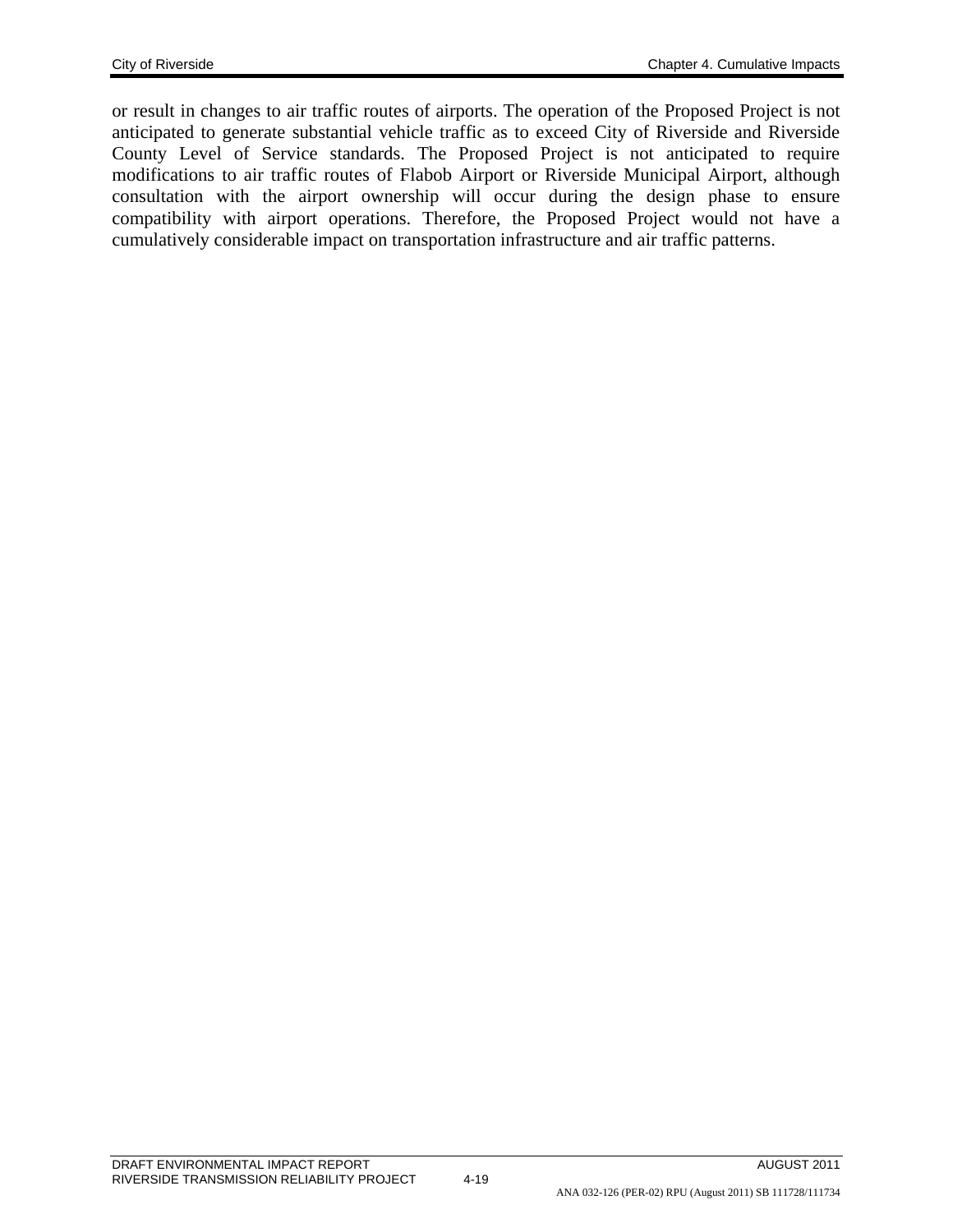or result in changes to air traffic routes of airports. The operation of the Proposed Project is not anticipated to generate substantial vehicle traffic as to exceed City of Riverside and Riverside County Level of Service standards. The Proposed Project is not anticipated to require modifications to air traffic routes of Flabob Airport or Riverside Municipal Airport, although consultation with the airport ownership will occur during the design phase to ensure compatibility with airport operations. Therefore, the Proposed Project would not have a cumulatively considerable impact on transportation infrastructure and air traffic patterns.